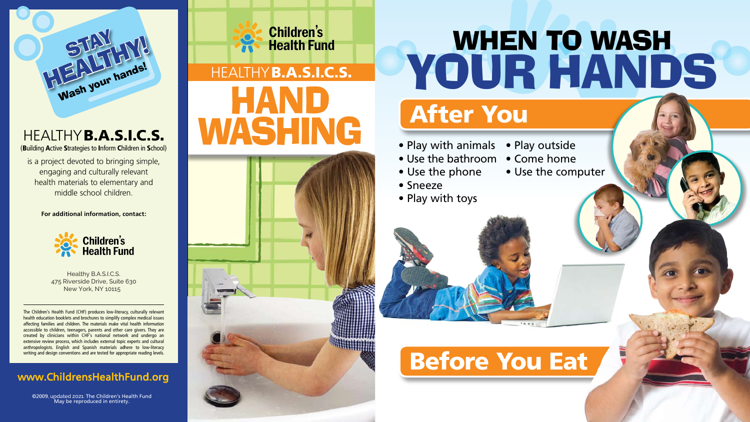## STAY HEALTHY! Wash your hands!

# HEALTHY B.A.S.I.C.S.

(**B**uilding **A**ctive **S**trategies to **I**nform **C**hildren in **S**chool)

is a project devoted to bringing simple, engaging and culturally relevant health materials to elementary and middle school children.

**For additional information, contact:**

Children's Health Fund

Healthy B.A.S.I.C.S.
475 Riverside Drive, Suite 630
New York, NY 10115

The Children's Health Fund (CHF) produces low-literacy, culturally relevant health education booklets and brochures to simplify complex medical issues affecting families and children. The materials make vital health information accessible to children, teenagers, parents and other care givers. They are created by clinicians within CHF's national network and undergo an extensive review process, which includes external topic experts and cultural anthropologists. English and Spanish materials adhere to low-literacy writing and design conventions and are tested for appropriate reading levels.

**www.ChildrensHealthFund.org**

©2009, updated 2021. The Children's Health Fund
May be reproduced in entirety.

Children's Health Fund

# HEALTHY B.A.S.I.C.S. HAND WASHING

# WHEN TO WASH YOUR HANDS

## After You

- Play with animals
- Use the bathroom
- Use the phone
- Sneeze
- Play with toys
- Play outside
- Come home
- Use the computer

## Before You Eat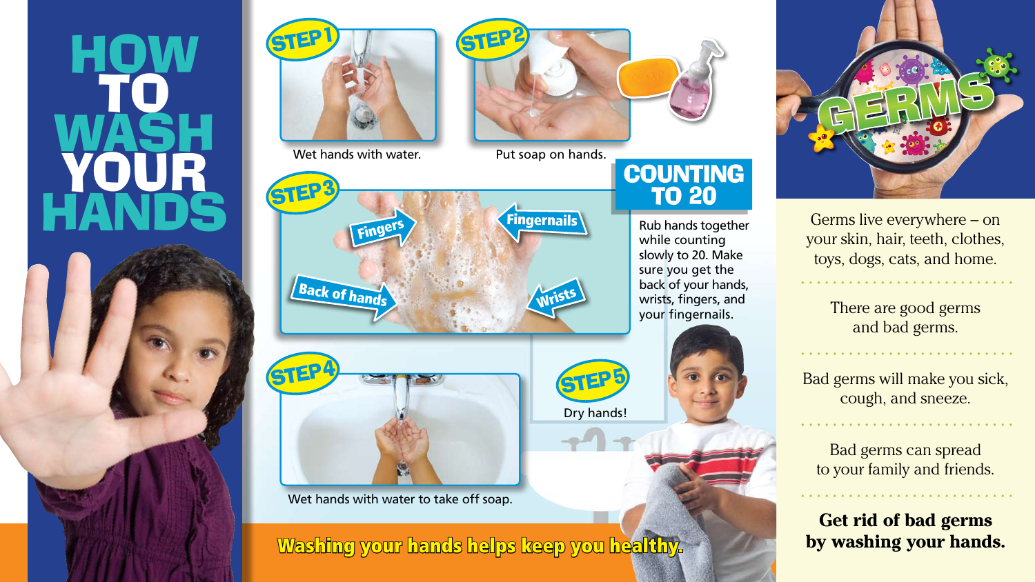# HOW TO WASH YOUR HANDS

**STEP 1**

Wet hands with water.

**STEP 2**

Put soap on hands.

**STEP 3**

Fingers

Fingernails

Back of hands

Wrists

## COUNTING TO 20

Rub hands together while counting slowly to 20. Make sure you get the back of your hands, wrists, fingers, and your fingernails.

**STEP 4**

Wet hands with water to take off soap.

**STEP 5**

Dry hands!

**Washing your hands helps keep you healthy.**

## GERMS

Germs live everywhere – on your skin, hair, teeth, clothes, toys, dogs, cats, and home.

There are good germs and bad germs.

Bad germs will make you sick, cough, and sneeze.

Bad germs can spread to your family and friends.

**Get rid of bad germs by washing your hands.**